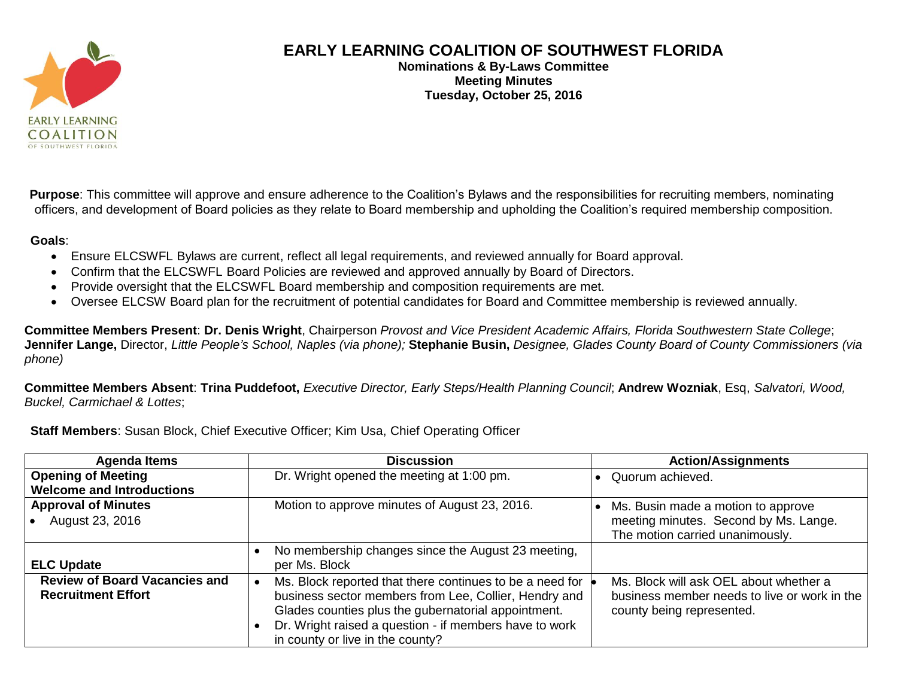# EARLY LEARNING COALITION OF SOUTHWEST FLORIDA

**Nominations & By-Laws Committee**
**Meeting Minutes**
**Tuesday, October 25, 2016**

**Purpose**: This committee will approve and ensure adherence to the Coalition's Bylaws and the responsibilities for recruiting members, nominating officers, and development of Board policies as they relate to Board membership and upholding the Coalition's required membership composition.

**Goals**:

- Ensure ELCSWFL Bylaws are current, reflect all legal requirements, and reviewed annually for Board approval.
- Confirm that the ELCSWFL Board Policies are reviewed and approved annually by Board of Directors.
- Provide oversight that the ELCSWFL Board membership and composition requirements are met.
- Oversee ELCSW Board plan for the recruitment of potential candidates for Board and Committee membership is reviewed annually.

**Committee Members Present**: **Dr. Denis Wright**, Chairperson *Provost and Vice President Academic Affairs, Florida Southwestern State College*; **Jennifer Lange,** Director, *Little People's School, Naples (via phone);* **Stephanie Busin,** *Designee, Glades County Board of County Commissioners (via phone)*

**Committee Members Absent**: **Trina Puddefoot,** *Executive Director, Early Steps/Health Planning Council*; **Andrew Wozniak**, Esq, *Salvatori, Wood, Buckel, Carmichael & Lottes*;

**Staff Members**: Susan Block, Chief Executive Officer; Kim Usa, Chief Operating Officer

| Agenda Items | Discussion | Action/Assignments |
|---|---|---|
| **Opening of Meeting**<br>**Welcome and Introductions** | Dr. Wright opened the meeting at 1:00 pm. | • Quorum achieved. |
| **Approval of Minutes**<br>• August 23, 2016 | Motion to approve minutes of August 23, 2016. | • Ms. Busin made a motion to approve meeting minutes. Second by Ms. Lange. The motion carried unanimously. |
| **ELC Update** | • No membership changes since the August 23 meeting, per Ms. Block | |
| **Review of Board Vacancies and Recruitment Effort** | • Ms. Block reported that there continues to be a need for business sector members from Lee, Collier, Hendry and Glades counties plus the gubernatorial appointment.<br>• Dr. Wright raised a question - if members have to work in county or live in the county? | • Ms. Block will ask OEL about whether a business member needs to live or work in the county being represented. |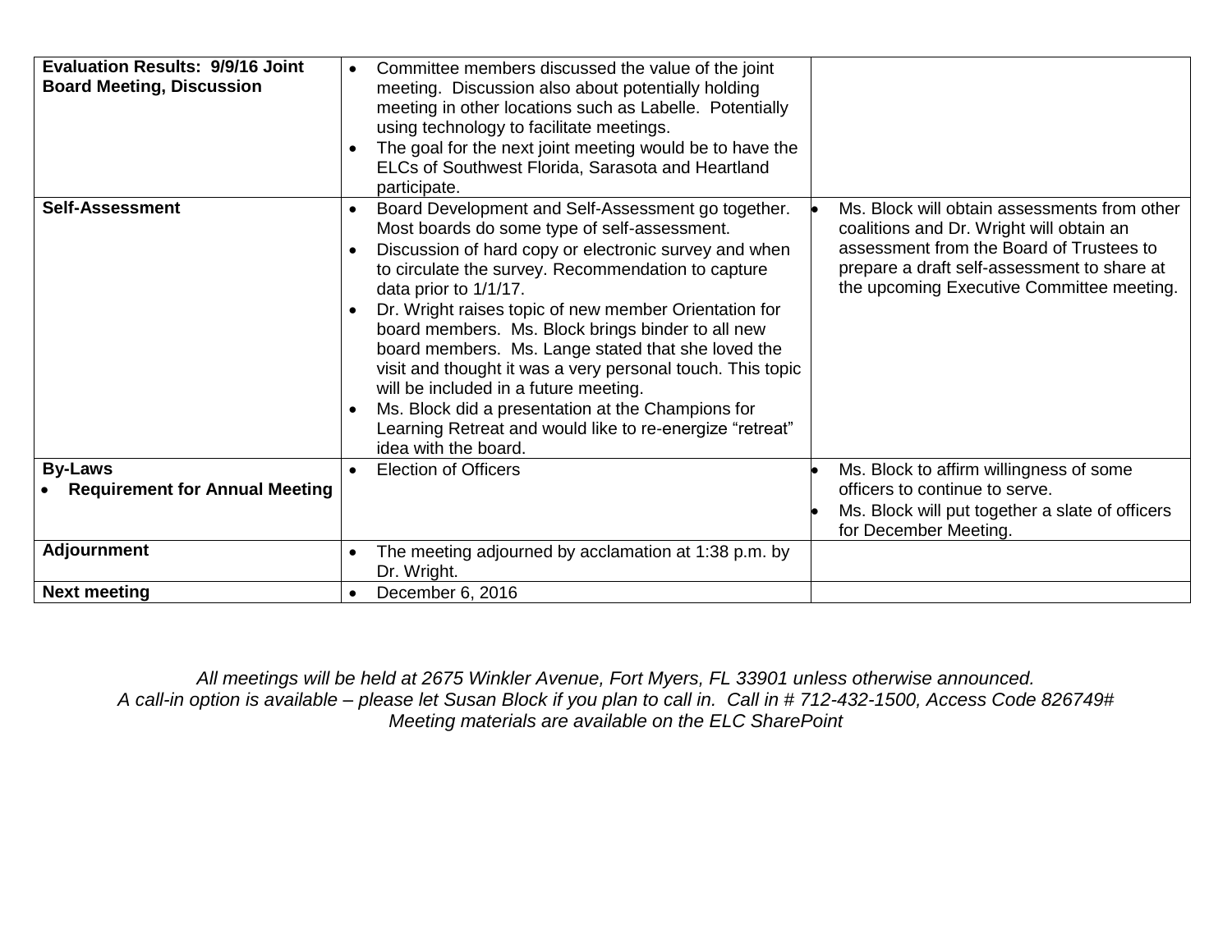| | | |
|---|---|---|
| **Evaluation Results: 9/9/16 Joint Board Meeting, Discussion** | • Committee members discussed the value of the joint meeting. Discussion also about potentially holding meeting in other locations such as Labelle. Potentially using technology to facilitate meetings.<br>• The goal for the next joint meeting would be to have the ELCs of Southwest Florida, Sarasota and Heartland participate. | |
| **Self-Assessment** | • Board Development and Self-Assessment go together. Most boards do some type of self-assessment.<br>• Discussion of hard copy or electronic survey and when to circulate the survey. Recommendation to capture data prior to 1/1/17.<br>• Dr. Wright raises topic of new member Orientation for board members. Ms. Block brings binder to all new board members. Ms. Lange stated that she loved the visit and thought it was a very personal touch. This topic will be included in a future meeting.<br>• Ms. Block did a presentation at the Champions for Learning Retreat and would like to re-energize "retreat" idea with the board. | • Ms. Block will obtain assessments from other coalitions and Dr. Wright will obtain an assessment from the Board of Trustees to prepare a draft self-assessment to share at the upcoming Executive Committee meeting. |
| **By-Laws**<br>• **Requirement for Annual Meeting** | • Election of Officers | • Ms. Block to affirm willingness of some officers to continue to serve.<br>• Ms. Block will put together a slate of officers for December Meeting. |
| **Adjournment** | • The meeting adjourned by acclamation at 1:38 p.m. by Dr. Wright. | |
| **Next meeting** | • December 6, 2016 | |

*All meetings will be held at 2675 Winkler Avenue, Fort Myers, FL 33901 unless otherwise announced.*
*A call-in option is available – please let Susan Block if you plan to call in. Call in # 712-432-1500, Access Code 826749#*
*Meeting materials are available on the ELC SharePoint*